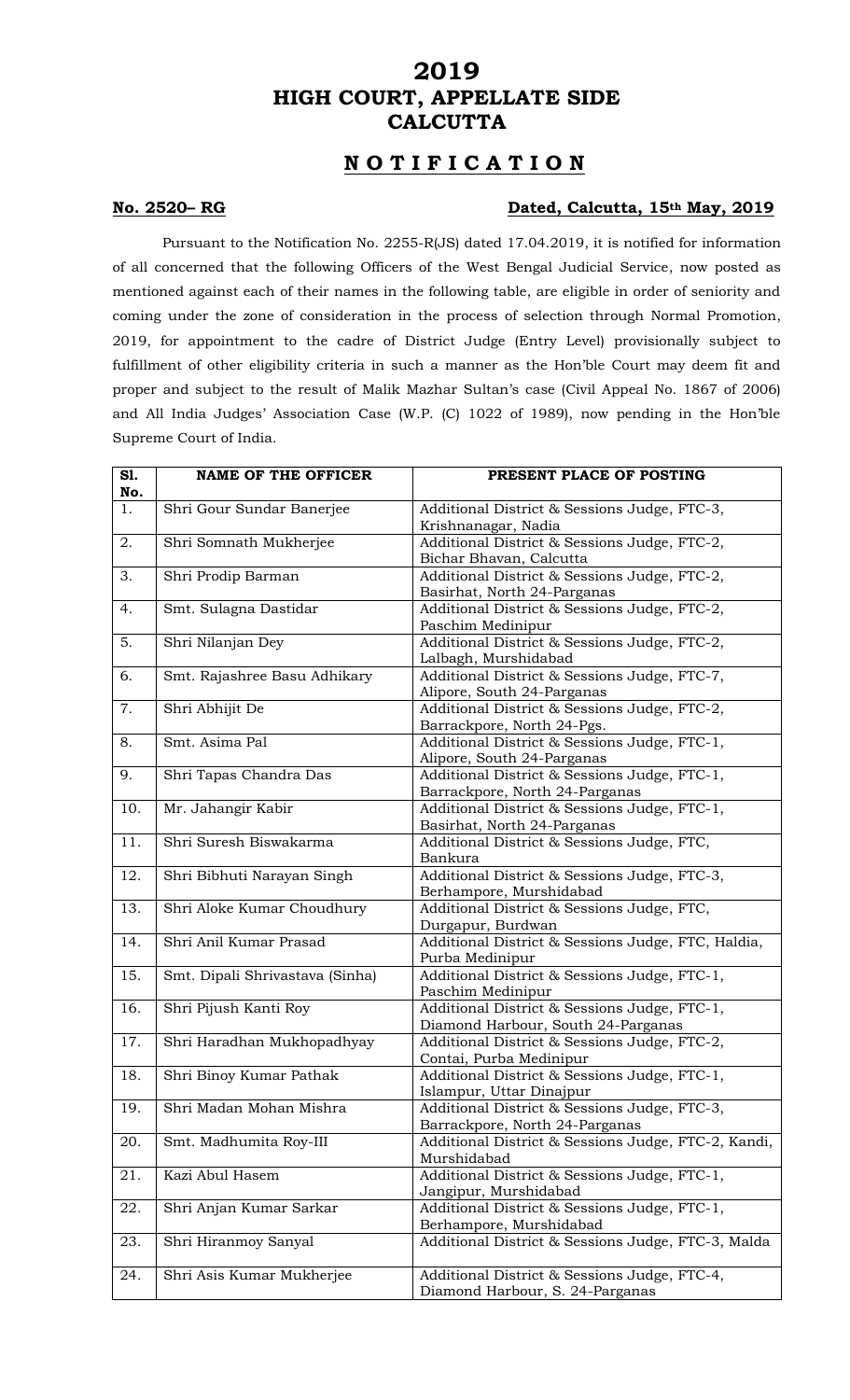# 2019
# HIGH COURT, APPELLATE SIDE
# CALCUTTA

## N O T I F I C A T I O N

**No. 2520– RG** **Dated, Calcutta, 15th May, 2019**

Pursuant to the Notification No. 2255-R(JS) dated 17.04.2019, it is notified for information of all concerned that the following Officers of the West Bengal Judicial Service, now posted as mentioned against each of their names in the following table, are eligible in order of seniority and coming under the zone of consideration in the process of selection through Normal Promotion, 2019, for appointment to the cadre of District Judge (Entry Level) provisionally subject to fulfillment of other eligibility criteria in such a manner as the Hon'ble Court may deem fit and proper and subject to the result of Malik Mazhar Sultan's case (Civil Appeal No. 1867 of 2006) and All India Judges' Association Case (W.P. (C) 1022 of 1989), now pending in the Hon'ble Supreme Court of India.

| Sl. No. | NAME OF THE OFFICER | PRESENT PLACE OF POSTING |
|---|---|---|
| 1. | Shri Gour Sundar Banerjee | Additional District & Sessions Judge, FTC-3, Krishnanagar, Nadia |
| 2. | Shri Somnath Mukherjee | Additional District & Sessions Judge, FTC-2, Bichar Bhavan, Calcutta |
| 3. | Shri Prodip Barman | Additional District & Sessions Judge, FTC-2, Basirhat, North 24-Parganas |
| 4. | Smt. Sulagna Dastidar | Additional District & Sessions Judge, FTC-2, Paschim Medinipur |
| 5. | Shri Nilanjan Dey | Additional District & Sessions Judge, FTC-2, Lalbagh, Murshidabad |
| 6. | Smt. Rajashree Basu Adhikary | Additional District & Sessions Judge, FTC-7, Alipore, South 24-Parganas |
| 7. | Shri Abhijit De | Additional District & Sessions Judge, FTC-2, Barrackpore, North 24-Pgs. |
| 8. | Smt. Asima Pal | Additional District & Sessions Judge, FTC-1, Alipore, South 24-Parganas |
| 9. | Shri Tapas Chandra Das | Additional District & Sessions Judge, FTC-1, Barrackpore, North 24-Parganas |
| 10. | Mr. Jahangir Kabir | Additional District & Sessions Judge, FTC-1, Basirhat, North 24-Parganas |
| 11. | Shri Suresh Biswakarma | Additional District & Sessions Judge, FTC, Bankura |
| 12. | Shri Bibhuti Narayan Singh | Additional District & Sessions Judge, FTC-3, Berhampore, Murshidabad |
| 13. | Shri Aloke Kumar Choudhury | Additional District & Sessions Judge, FTC, Durgapur, Burdwan |
| 14. | Shri Anil Kumar Prasad | Additional District & Sessions Judge, FTC, Haldia, Purba Medinipur |
| 15. | Smt. Dipali Shrivastava (Sinha) | Additional District & Sessions Judge, FTC-1, Paschim Medinipur |
| 16. | Shri Pijush Kanti Roy | Additional District & Sessions Judge, FTC-1, Diamond Harbour, South 24-Parganas |
| 17. | Shri Haradhan Mukhopadhyay | Additional District & Sessions Judge, FTC-2, Contai, Purba Medinipur |
| 18. | Shri Binoy Kumar Pathak | Additional District & Sessions Judge, FTC-1, Islampur, Uttar Dinajpur |
| 19. | Shri Madan Mohan Mishra | Additional District & Sessions Judge, FTC-3, Barrackpore, North 24-Parganas |
| 20. | Smt. Madhumita Roy-III | Additional District & Sessions Judge, FTC-2, Kandi, Murshidabad |
| 21. | Kazi Abul Hasem | Additional District & Sessions Judge, FTC-1, Jangipur, Murshidabad |
| 22. | Shri Anjan Kumar Sarkar | Additional District & Sessions Judge, FTC-1, Berhampore, Murshidabad |
| 23. | Shri Hiranmoy Sanyal | Additional District & Sessions Judge, FTC-3, Malda |
| 24. | Shri Asis Kumar Mukherjee | Additional District & Sessions Judge, FTC-4, Diamond Harbour, S. 24-Parganas |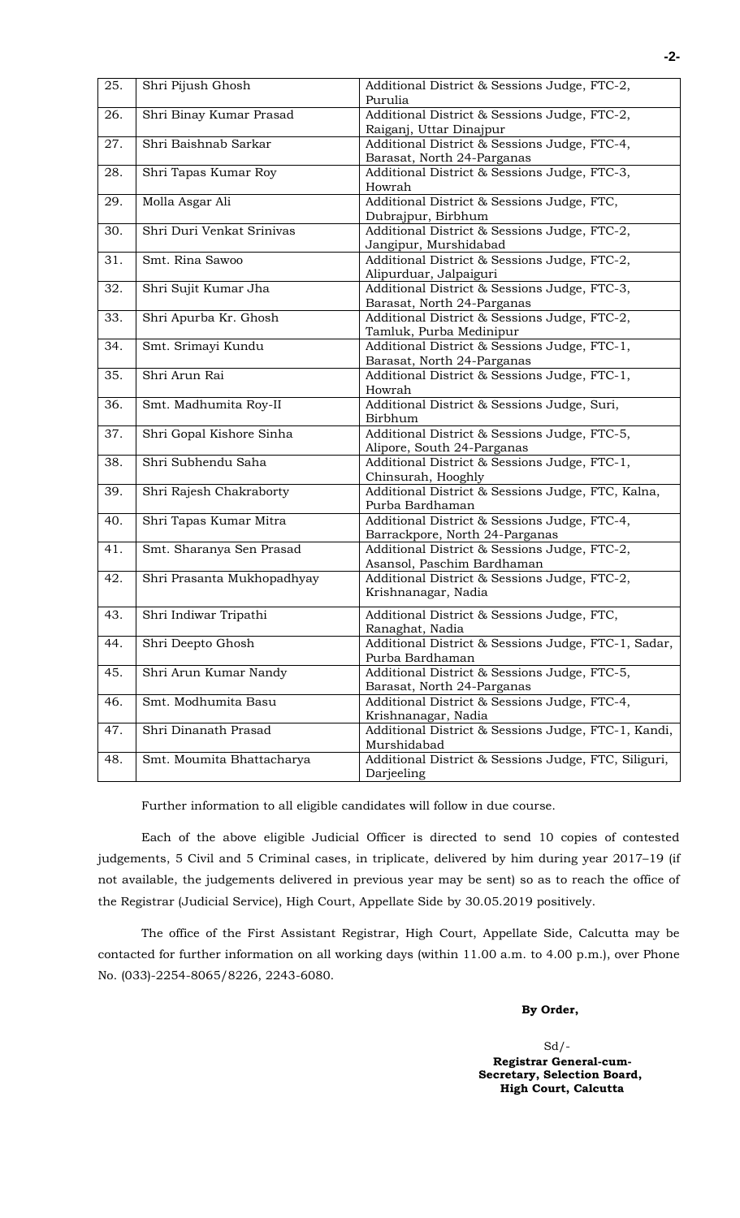| 25. | Shri Pijush Ghosh | Additional District & Sessions Judge, FTC-2, Purulia |
|---|---|---|
| 26. | Shri Binay Kumar Prasad | Additional District & Sessions Judge, FTC-2, Raiganj, Uttar Dinajpur |
| 27. | Shri Baishnab Sarkar | Additional District & Sessions Judge, FTC-4, Barasat, North 24-Parganas |
| 28. | Shri Tapas Kumar Roy | Additional District & Sessions Judge, FTC-3, Howrah |
| 29. | Molla Asgar Ali | Additional District & Sessions Judge, FTC, Dubrajpur, Birbhum |
| 30. | Shri Duri Venkat Srinivas | Additional District & Sessions Judge, FTC-2, Jangipur, Murshidabad |
| 31. | Smt. Rina Sawoo | Additional District & Sessions Judge, FTC-2, Alipurduar, Jalpaiguri |
| 32. | Shri Sujit Kumar Jha | Additional District & Sessions Judge, FTC-3, Barasat, North 24-Parganas |
| 33. | Shri Apurba Kr. Ghosh | Additional District & Sessions Judge, FTC-2, Tamluk, Purba Medinipur |
| 34. | Smt. Srimayi Kundu | Additional District & Sessions Judge, FTC-1, Barasat, North 24-Parganas |
| 35. | Shri Arun Rai | Additional District & Sessions Judge, FTC-1, Howrah |
| 36. | Smt. Madhumita Roy-II | Additional District & Sessions Judge, Suri, Birbhum |
| 37. | Shri Gopal Kishore Sinha | Additional District & Sessions Judge, FTC-5, Alipore, South 24-Parganas |
| 38. | Shri Subhendu Saha | Additional District & Sessions Judge, FTC-1, Chinsurah, Hooghly |
| 39. | Shri Rajesh Chakraborty | Additional District & Sessions Judge, FTC, Kalna, Purba Bardhaman |
| 40. | Shri Tapas Kumar Mitra | Additional District & Sessions Judge, FTC-4, Barrackpore, North 24-Parganas |
| 41. | Smt. Sharanya Sen Prasad | Additional District & Sessions Judge, FTC-2, Asansol, Paschim Bardhaman |
| 42. | Shri Prasanta Mukhopadhyay | Additional District & Sessions Judge, FTC-2, Krishnanagar, Nadia |
| 43. | Shri Indiwar Tripathi | Additional District & Sessions Judge, FTC, Ranaghat, Nadia |
| 44. | Shri Deepto Ghosh | Additional District & Sessions Judge, FTC-1, Sadar, Purba Bardhaman |
| 45. | Shri Arun Kumar Nandy | Additional District & Sessions Judge, FTC-5, Barasat, North 24-Parganas |
| 46. | Smt. Modhumita Basu | Additional District & Sessions Judge, FTC-4, Krishnanagar, Nadia |
| 47. | Shri Dinanath Prasad | Additional District & Sessions Judge, FTC-1, Kandi, Murshidabad |
| 48. | Smt. Moumita Bhattacharya | Additional District & Sessions Judge, FTC, Siliguri, Darjeeling |

Further information to all eligible candidates will follow in due course.

Each of the above eligible Judicial Officer is directed to send 10 copies of contested judgements, 5 Civil and 5 Criminal cases, in triplicate, delivered by him during year 2017–19 (if not available, the judgements delivered in previous year may be sent) so as to reach the office of the Registrar (Judicial Service), High Court, Appellate Side by 30.05.2019 positively.

The office of the First Assistant Registrar, High Court, Appellate Side, Calcutta may be contacted for further information on all working days (within 11.00 a.m. to 4.00 p.m.), over Phone No. (033)-2254-8065/8226, 2243-6080.

**By Order,**

Sd/-
**Registrar General-cum-Secretary, Selection Board, High Court, Calcutta**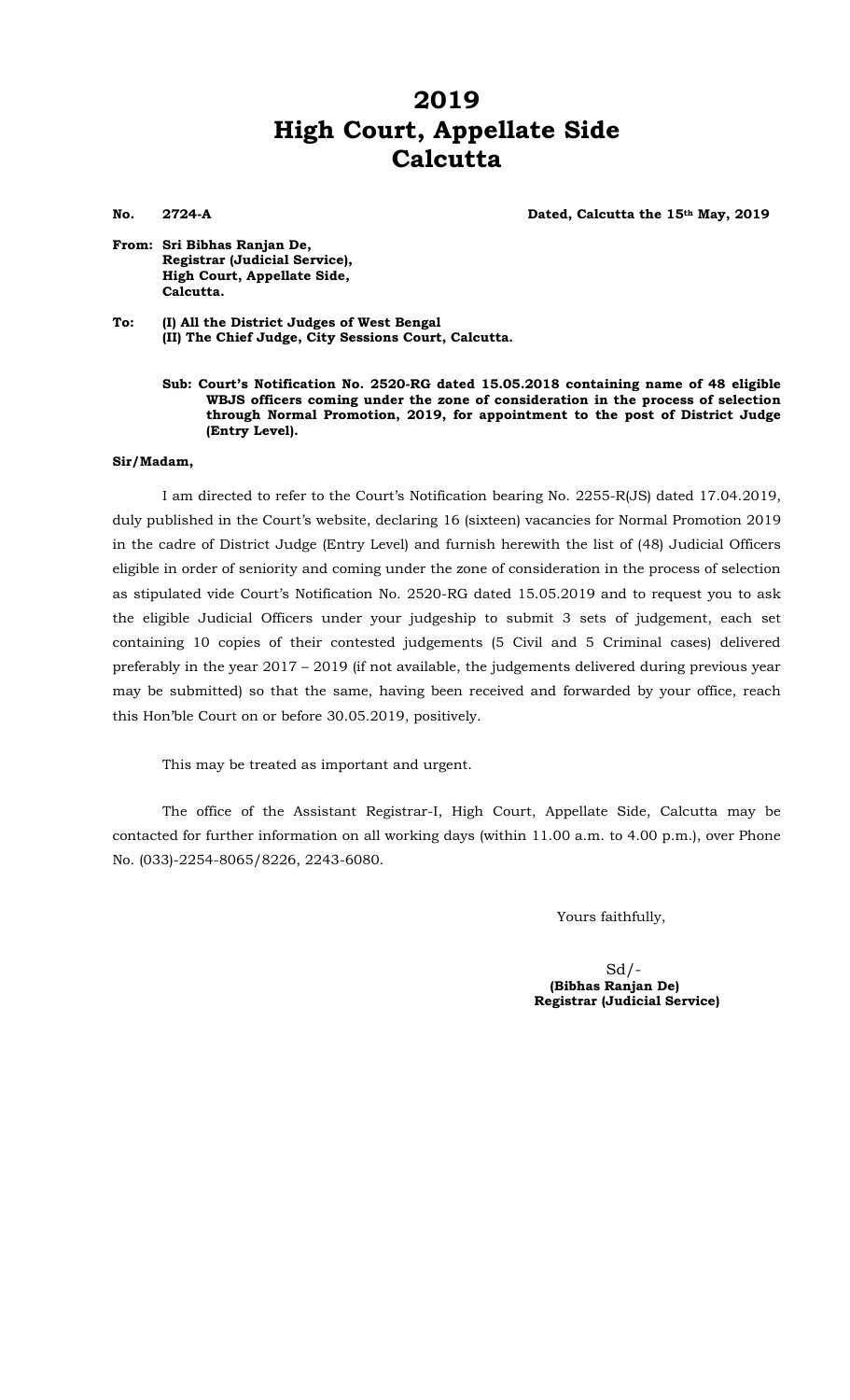# 2019
# High Court, Appellate Side
# Calcutta

**No. 2724-A** **Dated, Calcutta the 15th May, 2019**

**From: Sri Bibhas Ranjan De,**
**Registrar (Judicial Service),**
**High Court, Appellate Side,**
**Calcutta.**

**To: (I) All the District Judges of West Bengal**
**(II) The Chief Judge, City Sessions Court, Calcutta.**

**Sub: Court's Notification No. 2520-RG dated 15.05.2018 containing name of 48 eligible WBJS officers coming under the zone of consideration in the process of selection through Normal Promotion, 2019, for appointment to the post of District Judge (Entry Level).**

**Sir/Madam,**

I am directed to refer to the Court's Notification bearing No. 2255-R(JS) dated 17.04.2019, duly published in the Court's website, declaring 16 (sixteen) vacancies for Normal Promotion 2019 in the cadre of District Judge (Entry Level) and furnish herewith the list of (48) Judicial Officers eligible in order of seniority and coming under the zone of consideration in the process of selection as stipulated vide Court's Notification No. 2520-RG dated 15.05.2019 and to request you to ask the eligible Judicial Officers under your judgeship to submit 3 sets of judgement, each set containing 10 copies of their contested judgements (5 Civil and 5 Criminal cases) delivered preferably in the year 2017 – 2019 (if not available, the judgements delivered during previous year may be submitted) so that the same, having been received and forwarded by your office, reach this Hon'ble Court on or before 30.05.2019, positively.

This may be treated as important and urgent.

The office of the Assistant Registrar-I, High Court, Appellate Side, Calcutta may be contacted for further information on all working days (within 11.00 a.m. to 4.00 p.m.), over Phone No. (033)-2254-8065/8226, 2243-6080.

Yours faithfully,

Sd/-
**(Bibhas Ranjan De)**
**Registrar (Judicial Service)**